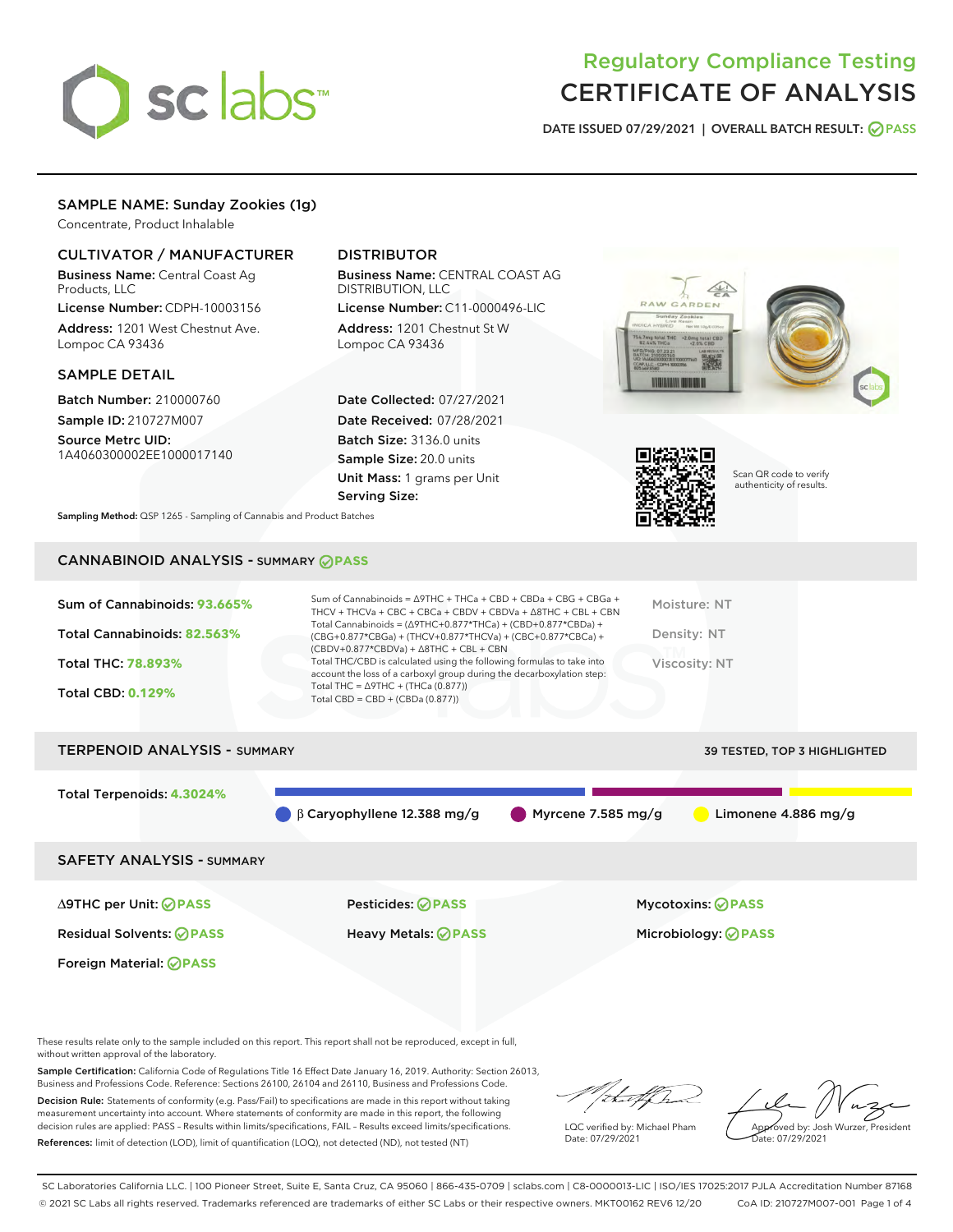# Regulatory Compliance Testing
# CERTIFICATE OF ANALYSIS

DATE ISSUED 07/29/2021 | OVERALL BATCH RESULT: PASS

## SAMPLE NAME: Sunday Zookies (1g)

Concentrate, Product Inhalable

### CULTIVATOR / MANUFACTURER

**Business Name:** Central Coast Ag Products, LLC

**License Number:** CDPH-10003156

**Address:** 1201 West Chestnut Ave. Lompoc CA 93436

### DISTRIBUTOR

**Business Name:** CENTRAL COAST AG DISTRIBUTION, LLC

**License Number:** C11-0000496-LIC

**Address:** 1201 Chestnut St W Lompoc CA 93436

### SAMPLE DETAIL

**Batch Number:** 210000760

**Sample ID:** 210727M007

**Source Metrc UID:** 1A4060300002EE1000017140

**Date Collected:** 07/27/2021

**Date Received:** 07/28/2021

**Batch Size:** 3136.0 units

**Sample Size:** 20.0 units

**Unit Mass:** 1 grams per Unit

**Serving Size:**

Scan QR code to verify authenticity of results.

**Sampling Method:** QSP 1265 - Sampling of Cannabis and Product Batches

## CANNABINOID ANALYSIS - SUMMARY PASS

**Sum of Cannabinoids:** 93.665%

**Total Cannabinoids:** 82.563%

**Total THC:** 78.893%

**Total CBD:** 0.129%

Sum of Cannabinoids = Δ9THC + THCa + CBD + CBDa + CBG + CBGa + THCV + THCVa + CBC + CBCa + CBDV + CBDVa + Δ8THC + CBL + CBN

Total Cannabinoids = (Δ9THC+0.877*THCa) + (CBD+0.877*CBDa) + (CBG+0.877*CBGa) + (THCV+0.877*THCVa) + (CBC+0.877*CBCa) + (CBDV+0.877*CBDVa) + Δ8THC + CBL + CBN

Total THC/CBD is calculated using the following formulas to take into account the loss of a carboxyl group during the decarboxylation step:

Total THC = Δ9THC + (THCa (0.877))

Total CBD = CBD + (CBDa (0.877))

Moisture: NT

Density: NT

Viscosity: NT

## TERPENOID ANALYSIS - SUMMARY

39 TESTED, TOP 3 HIGHLIGHTED

**Total Terpenoids:** 4.3024%

β Caryophyllene 12.388 mg/g | Myrcene 7.585 mg/g | Limonene 4.886 mg/g

## SAFETY ANALYSIS - SUMMARY

| | | |
|---|---|---|
| Δ9THC per Unit: PASS | Pesticides: PASS | Mycotoxins: PASS |
| Residual Solvents: PASS | Heavy Metals: PASS | Microbiology: PASS |
| Foreign Material: PASS | | |

These results relate only to the sample included on this report. This report shall not be reproduced, except in full, without written approval of the laboratory.

**Sample Certification:** California Code of Regulations Title 16 Effect Date January 16, 2019. Authority: Section 26013, Business and Professions Code. Reference: Sections 26100, 26104 and 26110, Business and Professions Code.

**Decision Rule:** Statements of conformity (e.g. Pass/Fail) to specifications are made in this report without taking measurement uncertainty into account. Where statements of conformity are made in this report, the following decision rules are applied: PASS – Results within limits/specifications, FAIL – Results exceed limits/specifications.

**References:** limit of detection (LOD), limit of quantification (LOQ), not detected (ND), not tested (NT)

LQC verified by: Michael Pham
Date: 07/29/2021

Approved by: Josh Wurzer, President
Date: 07/29/2021

SC Laboratories California LLC. | 100 Pioneer Street, Suite E, Santa Cruz, CA 95060 | 866-435-0709 | sclabs.com | C8-0000013-LIC | ISO/IES 17025:2017 PJLA Accreditation Number 87168
© 2021 SC Labs all rights reserved. Trademarks referenced are trademarks of either SC Labs or their respective owners. MKT00162 REV6 12/20 CoA ID: 210727M007-001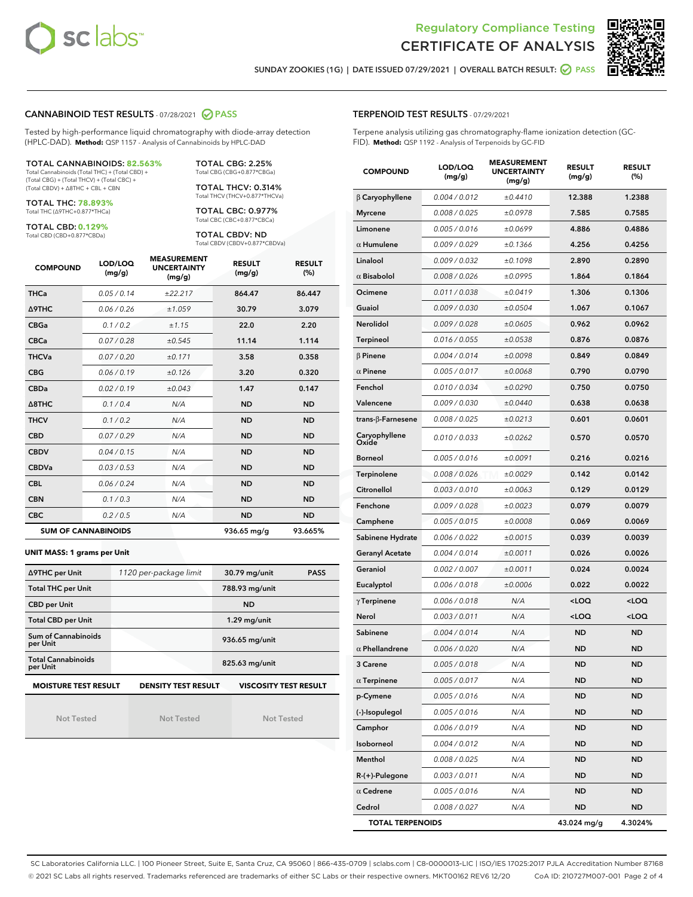Regulatory Compliance Testing

# CERTIFICATE OF ANALYSIS

SUNDAY ZOOKIES (1G) | DATE ISSUED 07/29/2021 | OVERALL BATCH RESULT: PASS

## CANNABINOID TEST RESULTS - 07/28/2021 PASS

Tested by high-performance liquid chromatography with diode-array detection (HPLC-DAD). **Method:** QSP 1157 - Analysis of Cannabinoids by HPLC-DAD

**TOTAL CANNABINOIDS: 82.563%**
Total Cannabinoids (Total THC) + (Total CBD) + (Total CBG) + (Total THCV) + (Total CBC) + (Total CBDV) + Δ8THC + CBL + CBN

**TOTAL THC: 78.893%**
Total THC (Δ9THC+0.877*THCa)

**TOTAL CBD: 0.129%**
Total CBD (CBD+0.877*CBDa)

**TOTAL CBG: 2.25%**
Total CBG (CBG+0.877*CBGa)

**TOTAL THCV: 0.314%**
Total THCV (THCV+0.877*THCVa)

**TOTAL CBC: 0.977%**
Total CBC (CBC+0.877*CBCa)

**TOTAL CBDV: ND**
Total CBDV (CBDV+0.877*CBDVa)

| COMPOUND | LOD/LOQ (mg/g) | MEASUREMENT UNCERTAINTY (mg/g) | RESULT (mg/g) | RESULT (%) |
|---|---|---|---|---|
| THCa | 0.05 / 0.14 | ±22.217 | 864.47 | 86.447 |
| Δ9THC | 0.06 / 0.26 | ±1.059 | 30.79 | 3.079 |
| CBGa | 0.1 / 0.2 | ±1.15 | 22.0 | 2.20 |
| CBCa | 0.07 / 0.28 | ±0.545 | 11.14 | 1.114 |
| THCVa | 0.07 / 0.20 | ±0.171 | 3.58 | 0.358 |
| CBG | 0.06 / 0.19 | ±0.126 | 3.20 | 0.320 |
| CBDa | 0.02 / 0.19 | ±0.043 | 1.47 | 0.147 |
| Δ8THC | 0.1 / 0.4 | N/A | ND | ND |
| THCV | 0.1 / 0.2 | N/A | ND | ND |
| CBD | 0.07 / 0.29 | N/A | ND | ND |
| CBDV | 0.04 / 0.15 | N/A | ND | ND |
| CBDVa | 0.03 / 0.53 | N/A | ND | ND |
| CBL | 0.06 / 0.24 | N/A | ND | ND |
| CBN | 0.1 / 0.3 | N/A | ND | ND |
| CBC | 0.2 / 0.5 | N/A | ND | ND |
| SUM OF CANNABINOIDS | | | 936.65 mg/g | 93.665% |

**UNIT MASS: 1 grams per Unit**

| | | | |
|---|---|---|---|
| Δ9THC per Unit | 1120 per-package limit | 30.79 mg/unit | PASS |
| Total THC per Unit | | 788.93 mg/unit | |
| CBD per Unit | | ND | |
| Total CBD per Unit | | 1.29 mg/unit | |
| Sum of Cannabinoids per Unit | | 936.65 mg/unit | |
| Total Cannabinoids per Unit | | 825.63 mg/unit | |

| MOISTURE TEST RESULT | DENSITY TEST RESULT | VISCOSITY TEST RESULT |
|---|---|---|
| Not Tested | Not Tested | Not Tested |

## TERPENOID TEST RESULTS - 07/29/2021

Terpene analysis utilizing gas chromatography-flame ionization detection (GC-FID). **Method:** QSP 1192 - Analysis of Terpenoids by GC-FID

| COMPOUND | LOD/LOQ (mg/g) | MEASUREMENT UNCERTAINTY (mg/g) | RESULT (mg/g) | RESULT (%) |
|---|---|---|---|---|
| β Caryophyllene | 0.004 / 0.012 | ±0.4410 | 12.388 | 1.2388 |
| Myrcene | 0.008 / 0.025 | ±0.0978 | 7.585 | 0.7585 |
| Limonene | 0.005 / 0.016 | ±0.0699 | 4.886 | 0.4886 |
| α Humulene | 0.009 / 0.029 | ±0.1366 | 4.256 | 0.4256 |
| Linalool | 0.009 / 0.032 | ±0.1098 | 2.890 | 0.2890 |
| α Bisabolol | 0.008 / 0.026 | ±0.0995 | 1.864 | 0.1864 |
| Ocimene | 0.011 / 0.038 | ±0.0419 | 1.306 | 0.1306 |
| Guaiol | 0.009 / 0.030 | ±0.0504 | 1.067 | 0.1067 |
| Nerolidol | 0.009 / 0.028 | ±0.0605 | 0.962 | 0.0962 |
| Terpineol | 0.016 / 0.055 | ±0.0538 | 0.876 | 0.0876 |
| β Pinene | 0.004 / 0.014 | ±0.0098 | 0.849 | 0.0849 |
| α Pinene | 0.005 / 0.017 | ±0.0068 | 0.790 | 0.0790 |
| Fenchol | 0.010 / 0.034 | ±0.0290 | 0.750 | 0.0750 |
| Valencene | 0.009 / 0.030 | ±0.0440 | 0.638 | 0.0638 |
| trans-β-Farnesene | 0.008 / 0.025 | ±0.0213 | 0.601 | 0.0601 |
| Caryophyllene Oxide | 0.010 / 0.033 | ±0.0262 | 0.570 | 0.0570 |
| Borneol | 0.005 / 0.016 | ±0.0091 | 0.216 | 0.0216 |
| Terpinolene | 0.008 / 0.026 | ±0.0029 | 0.142 | 0.0142 |
| Citronellol | 0.003 / 0.010 | ±0.0063 | 0.129 | 0.0129 |
| Fenchone | 0.009 / 0.028 | ±0.0023 | 0.079 | 0.0079 |
| Camphene | 0.005 / 0.015 | ±0.0008 | 0.069 | 0.0069 |
| Sabinene Hydrate | 0.006 / 0.022 | ±0.0015 | 0.039 | 0.0039 |
| Geranyl Acetate | 0.004 / 0.014 | ±0.0011 | 0.026 | 0.0026 |
| Geraniol | 0.002 / 0.007 | ±0.0011 | 0.024 | 0.0024 |
| Eucalyptol | 0.006 / 0.018 | ±0.0006 | 0.022 | 0.0022 |
| γ Terpinene | 0.006 / 0.018 | N/A | <LOQ | <LOQ |
| Nerol | 0.003 / 0.011 | N/A | <LOQ | <LOQ |
| Sabinene | 0.004 / 0.014 | N/A | ND | ND |
| α Phellandrene | 0.006 / 0.020 | N/A | ND | ND |
| 3 Carene | 0.005 / 0.018 | N/A | ND | ND |
| α Terpinene | 0.005 / 0.017 | N/A | ND | ND |
| p-Cymene | 0.005 / 0.016 | N/A | ND | ND |
| (-)-Isopulegol | 0.005 / 0.016 | N/A | ND | ND |
| Camphor | 0.006 / 0.019 | N/A | ND | ND |
| Isoborneol | 0.004 / 0.012 | N/A | ND | ND |
| Menthol | 0.008 / 0.025 | N/A | ND | ND |
| R-(+)-Pulegone | 0.003 / 0.011 | N/A | ND | ND |
| α Cedrene | 0.005 / 0.016 | N/A | ND | ND |
| Cedrol | 0.008 / 0.027 | N/A | ND | ND |
| TOTAL TERPENOIDS | | | 43.024 mg/g | 4.3024% |

SC Laboratories California LLC. | 100 Pioneer Street, Suite E, Santa Cruz, CA 95060 | 866-435-0709 | sclabs.com | C8-0000013-LIC | ISO/IES 17025:2017 PJLA Accreditation Number 87168
© 2021 SC Labs all rights reserved. Trademarks referenced are trademarks of either SC Labs or their respective owners. MKT00162 REV6 12/20 CoA ID: 210727M007-001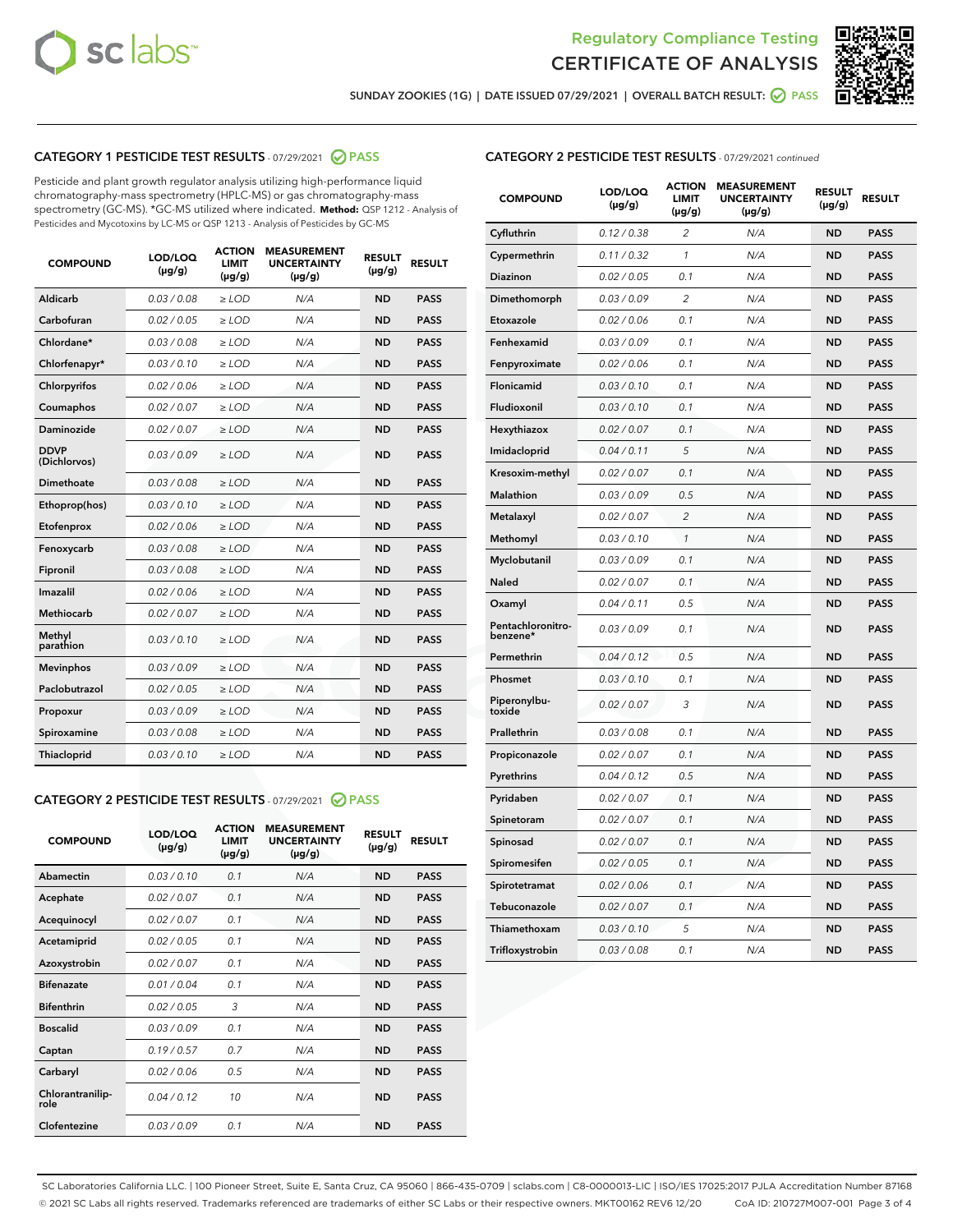Regulatory Compliance Testing
CERTIFICATE OF ANALYSIS

SUNDAY ZOOKIES (1G) | DATE ISSUED 07/29/2021 | OVERALL BATCH RESULT: PASS

## CATEGORY 1 PESTICIDE TEST RESULTS - 07/29/2021 PASS

Pesticide and plant growth regulator analysis utilizing high-performance liquid chromatography-mass spectrometry (HPLC-MS) or gas chromatography-mass spectrometry (GC-MS). *GC-MS utilized where indicated. **Method:** QSP 1212 - Analysis of Pesticides and Mycotoxins by LC-MS or QSP 1213 - Analysis of Pesticides by GC-MS

| COMPOUND | LOD/LOQ (µg/g) | ACTION LIMIT (µg/g) | MEASUREMENT UNCERTAINTY (µg/g) | RESULT (µg/g) | RESULT |
|---|---|---|---|---|---|
| Aldicarb | 0.03 / 0.08 | ≥ LOD | N/A | ND | PASS |
| Carbofuran | 0.02 / 0.05 | ≥ LOD | N/A | ND | PASS |
| Chlordane* | 0.03 / 0.08 | ≥ LOD | N/A | ND | PASS |
| Chlorfenapyr* | 0.03 / 0.10 | ≥ LOD | N/A | ND | PASS |
| Chlorpyrifos | 0.02 / 0.06 | ≥ LOD | N/A | ND | PASS |
| Coumaphos | 0.02 / 0.07 | ≥ LOD | N/A | ND | PASS |
| Daminozide | 0.02 / 0.07 | ≥ LOD | N/A | ND | PASS |
| DDVP (Dichlorvos) | 0.03 / 0.09 | ≥ LOD | N/A | ND | PASS |
| Dimethoate | 0.03 / 0.08 | ≥ LOD | N/A | ND | PASS |
| Ethoprop(hos) | 0.03 / 0.10 | ≥ LOD | N/A | ND | PASS |
| Etofenprox | 0.02 / 0.06 | ≥ LOD | N/A | ND | PASS |
| Fenoxycarb | 0.03 / 0.08 | ≥ LOD | N/A | ND | PASS |
| Fipronil | 0.03 / 0.08 | ≥ LOD | N/A | ND | PASS |
| Imazalil | 0.02 / 0.06 | ≥ LOD | N/A | ND | PASS |
| Methiocarb | 0.02 / 0.07 | ≥ LOD | N/A | ND | PASS |
| Methyl parathion | 0.03 / 0.10 | ≥ LOD | N/A | ND | PASS |
| Mevinphos | 0.03 / 0.09 | ≥ LOD | N/A | ND | PASS |
| Paclobutrazol | 0.02 / 0.05 | ≥ LOD | N/A | ND | PASS |
| Propoxur | 0.03 / 0.09 | ≥ LOD | N/A | ND | PASS |
| Spiroxamine | 0.03 / 0.08 | ≥ LOD | N/A | ND | PASS |
| Thiacloprid | 0.03 / 0.10 | ≥ LOD | N/A | ND | PASS |

## CATEGORY 2 PESTICIDE TEST RESULTS - 07/29/2021 PASS

| COMPOUND | LOD/LOQ (µg/g) | ACTION LIMIT (µg/g) | MEASUREMENT UNCERTAINTY (µg/g) | RESULT (µg/g) | RESULT |
|---|---|---|---|---|---|
| Abamectin | 0.03 / 0.10 | 0.1 | N/A | ND | PASS |
| Acephate | 0.02 / 0.07 | 0.1 | N/A | ND | PASS |
| Acequinocyl | 0.02 / 0.07 | 0.1 | N/A | ND | PASS |
| Acetamiprid | 0.02 / 0.05 | 0.1 | N/A | ND | PASS |
| Azoxystrobin | 0.02 / 0.07 | 0.1 | N/A | ND | PASS |
| Bifenazate | 0.01 / 0.04 | 0.1 | N/A | ND | PASS |
| Bifenthrin | 0.02 / 0.05 | 3 | N/A | ND | PASS |
| Boscalid | 0.03 / 0.09 | 0.1 | N/A | ND | PASS |
| Captan | 0.19 / 0.57 | 0.7 | N/A | ND | PASS |
| Carbaryl | 0.02 / 0.06 | 0.5 | N/A | ND | PASS |
| Chlorantraniliprole | 0.04 / 0.12 | 10 | N/A | ND | PASS |
| Clofentezine | 0.03 / 0.09 | 0.1 | N/A | ND | PASS |
| Cyfluthrin | 0.12 / 0.38 | 2 | N/A | ND | PASS |
| Cypermethrin | 0.11 / 0.32 | 1 | N/A | ND | PASS |
| Diazinon | 0.02 / 0.05 | 0.1 | N/A | ND | PASS |
| Dimethomorph | 0.03 / 0.09 | 2 | N/A | ND | PASS |
| Etoxazole | 0.02 / 0.06 | 0.1 | N/A | ND | PASS |
| Fenhexamid | 0.03 / 0.09 | 0.1 | N/A | ND | PASS |
| Fenpyroximate | 0.02 / 0.06 | 0.1 | N/A | ND | PASS |
| Flonicamid | 0.03 / 0.10 | 0.1 | N/A | ND | PASS |
| Fludioxonil | 0.03 / 0.10 | 0.1 | N/A | ND | PASS |
| Hexythiazox | 0.02 / 0.07 | 0.1 | N/A | ND | PASS |
| Imidacloprid | 0.04 / 0.11 | 5 | N/A | ND | PASS |
| Kresoxim-methyl | 0.02 / 0.07 | 0.1 | N/A | ND | PASS |
| Malathion | 0.03 / 0.09 | 0.5 | N/A | ND | PASS |
| Metalaxyl | 0.02 / 0.07 | 2 | N/A | ND | PASS |
| Methomyl | 0.03 / 0.10 | 1 | N/A | ND | PASS |
| Myclobutanil | 0.03 / 0.09 | 0.1 | N/A | ND | PASS |
| Naled | 0.02 / 0.07 | 0.1 | N/A | ND | PASS |
| Oxamyl | 0.04 / 0.11 | 0.5 | N/A | ND | PASS |
| Pentachloronitrobenzene* | 0.03 / 0.09 | 0.1 | N/A | ND | PASS |
| Permethrin | 0.04 / 0.12 | 0.5 | N/A | ND | PASS |
| Phosmet | 0.03 / 0.10 | 0.1 | N/A | ND | PASS |
| Piperonylbutoxide | 0.02 / 0.07 | 3 | N/A | ND | PASS |
| Prallethrin | 0.03 / 0.08 | 0.1 | N/A | ND | PASS |
| Propiconazole | 0.02 / 0.07 | 0.1 | N/A | ND | PASS |
| Pyrethrins | 0.04 / 0.12 | 0.5 | N/A | ND | PASS |
| Pyridaben | 0.02 / 0.07 | 0.1 | N/A | ND | PASS |
| Spinetoram | 0.02 / 0.07 | 0.1 | N/A | ND | PASS |
| Spinosad | 0.02 / 0.07 | 0.1 | N/A | ND | PASS |
| Spiromesifen | 0.02 / 0.05 | 0.1 | N/A | ND | PASS |
| Spirotetramat | 0.02 / 0.06 | 0.1 | N/A | ND | PASS |
| Tebuconazole | 0.02 / 0.07 | 0.1 | N/A | ND | PASS |
| Thiamethoxam | 0.03 / 0.10 | 5 | N/A | ND | PASS |
| Trifloxystrobin | 0.03 / 0.08 | 0.1 | N/A | ND | PASS |

SC Laboratories California LLC. | 100 Pioneer Street, Suite E, Santa Cruz, CA 95060 | 866-435-0709 | sclabs.com | C8-0000013-LIC | ISO/IES 17025:2017 PJLA Accreditation Number 87168
© 2021 SC Labs all rights reserved. Trademarks referenced are trademarks of either SC Labs or their respective owners. MKT00162 REV6 12/20 CoA ID: 210727M007-001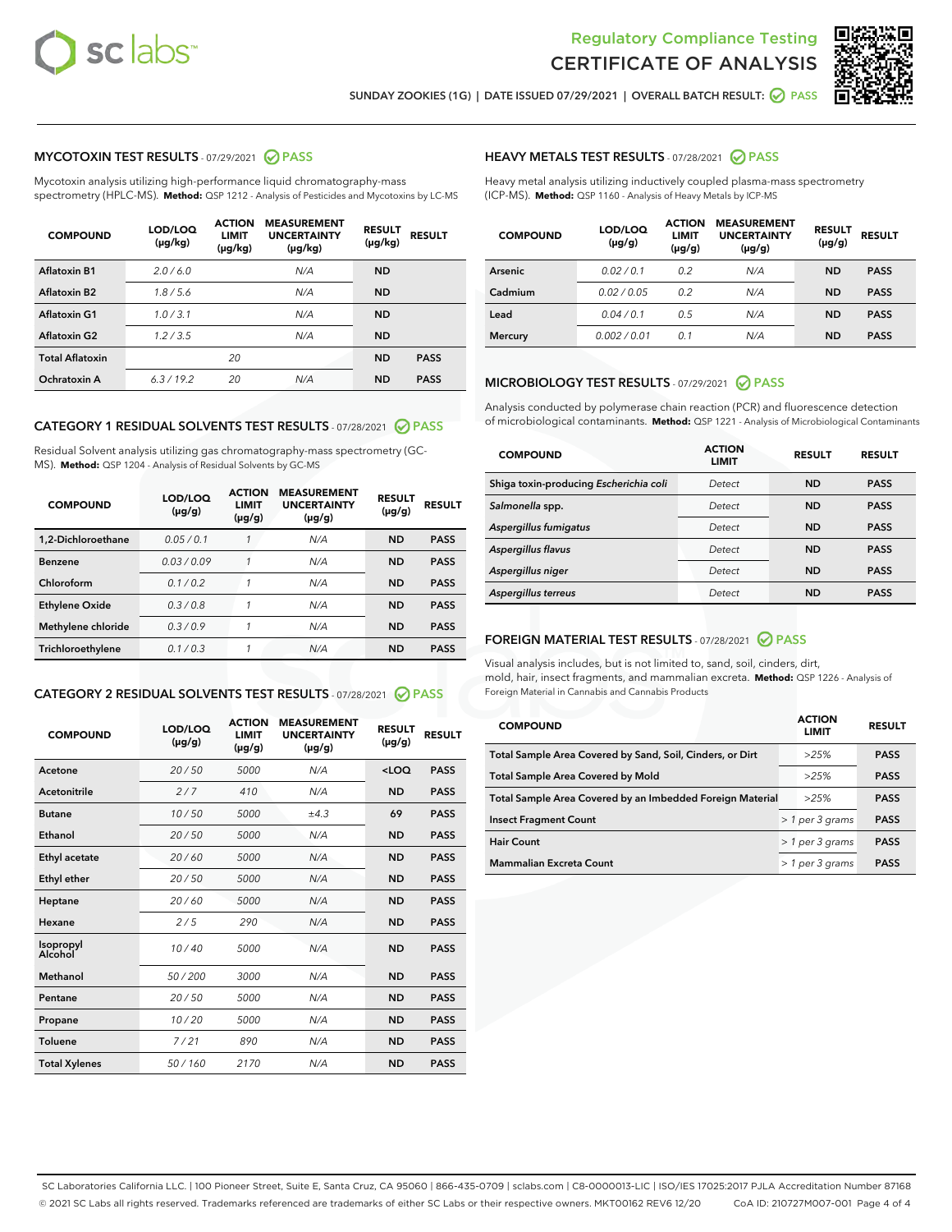Regulatory Compliance Testing
# CERTIFICATE OF ANALYSIS

SUNDAY ZOOKIES (1G) | DATE ISSUED 07/29/2021 | OVERALL BATCH RESULT: PASS

## MYCOTOXIN TEST RESULTS - 07/29/2021 PASS

Mycotoxin analysis utilizing high-performance liquid chromatography-mass spectrometry (HPLC-MS). **Method:** QSP 1212 - Analysis of Pesticides and Mycotoxins by LC-MS

| COMPOUND | LOD/LOQ (µg/kg) | ACTION LIMIT (µg/kg) | MEASUREMENT UNCERTAINTY (µg/kg) | RESULT (µg/kg) | RESULT |
|---|---|---|---|---|---|
| Aflatoxin B1 | 2.0 / 6.0 | | N/A | ND | |
| Aflatoxin B2 | 1.8 / 5.6 | | N/A | ND | |
| Aflatoxin G1 | 1.0 / 3.1 | | N/A | ND | |
| Aflatoxin G2 | 1.2 / 3.5 | | N/A | ND | |
| Total Aflatoxin | | 20 | | ND | PASS |
| Ochratoxin A | 6.3 / 19.2 | 20 | N/A | ND | PASS |

## CATEGORY 1 RESIDUAL SOLVENTS TEST RESULTS - 07/28/2021 PASS

Residual Solvent analysis utilizing gas chromatography-mass spectrometry (GC-MS). **Method:** QSP 1204 - Analysis of Residual Solvents by GC-MS

| COMPOUND | LOD/LOQ (µg/g) | ACTION LIMIT (µg/g) | MEASUREMENT UNCERTAINTY (µg/g) | RESULT (µg/g) | RESULT |
|---|---|---|---|---|---|
| 1,2-Dichloroethane | 0.05 / 0.1 | 1 | N/A | ND | PASS |
| Benzene | 0.03 / 0.09 | 1 | N/A | ND | PASS |
| Chloroform | 0.1 / 0.2 | 1 | N/A | ND | PASS |
| Ethylene Oxide | 0.3 / 0.8 | 1 | N/A | ND | PASS |
| Methylene chloride | 0.3 / 0.9 | 1 | N/A | ND | PASS |
| Trichloroethylene | 0.1 / 0.3 | 1 | N/A | ND | PASS |

## CATEGORY 2 RESIDUAL SOLVENTS TEST RESULTS - 07/28/2021 PASS

| COMPOUND | LOD/LOQ (µg/g) | ACTION LIMIT (µg/g) | MEASUREMENT UNCERTAINTY (µg/g) | RESULT (µg/g) | RESULT |
|---|---|---|---|---|---|
| Acetone | 20 / 50 | 5000 | N/A | <LOQ | PASS |
| Acetonitrile | 2 / 7 | 410 | N/A | ND | PASS |
| Butane | 10 / 50 | 5000 | ±4.3 | 69 | PASS |
| Ethanol | 20 / 50 | 5000 | N/A | ND | PASS |
| Ethyl acetate | 20 / 60 | 5000 | N/A | ND | PASS |
| Ethyl ether | 20 / 50 | 5000 | N/A | ND | PASS |
| Heptane | 20 / 60 | 5000 | N/A | ND | PASS |
| Hexane | 2 / 5 | 290 | N/A | ND | PASS |
| Isopropyl Alcohol | 10 / 40 | 5000 | N/A | ND | PASS |
| Methanol | 50 / 200 | 3000 | N/A | ND | PASS |
| Pentane | 20 / 50 | 5000 | N/A | ND | PASS |
| Propane | 10 / 20 | 5000 | N/A | ND | PASS |
| Toluene | 7 / 21 | 890 | N/A | ND | PASS |
| Total Xylenes | 50 / 160 | 2170 | N/A | ND | PASS |

## HEAVY METALS TEST RESULTS - 07/28/2021 PASS

Heavy metal analysis utilizing inductively coupled plasma-mass spectrometry (ICP-MS). **Method:** QSP 1160 - Analysis of Heavy Metals by ICP-MS

| COMPOUND | LOD/LOQ (µg/g) | ACTION LIMIT (µg/g) | MEASUREMENT UNCERTAINTY (µg/g) | RESULT (µg/g) | RESULT |
|---|---|---|---|---|---|
| Arsenic | 0.02 / 0.1 | 0.2 | N/A | ND | PASS |
| Cadmium | 0.02 / 0.05 | 0.2 | N/A | ND | PASS |
| Lead | 0.04 / 0.1 | 0.5 | N/A | ND | PASS |
| Mercury | 0.002 / 0.01 | 0.1 | N/A | ND | PASS |

## MICROBIOLOGY TEST RESULTS - 07/29/2021 PASS

Analysis conducted by polymerase chain reaction (PCR) and fluorescence detection of microbiological contaminants. **Method:** QSP 1221 - Analysis of Microbiological Contaminants

| COMPOUND | ACTION LIMIT | RESULT | RESULT |
|---|---|---|---|
| Shiga toxin-producing *Escherichia coli* | Detect | ND | PASS |
| *Salmonella* spp. | Detect | ND | PASS |
| *Aspergillus fumigatus* | Detect | ND | PASS |
| *Aspergillus flavus* | Detect | ND | PASS |
| *Aspergillus niger* | Detect | ND | PASS |
| *Aspergillus terreus* | Detect | ND | PASS |

## FOREIGN MATERIAL TEST RESULTS - 07/28/2021 PASS

Visual analysis includes, but is not limited to, sand, soil, cinders, dirt, mold, hair, insect fragments, and mammalian excreta. **Method:** QSP 1226 - Analysis of Foreign Material in Cannabis and Cannabis Products

| COMPOUND | ACTION LIMIT | RESULT |
|---|---|---|
| Total Sample Area Covered by Sand, Soil, Cinders, or Dirt | >25% | PASS |
| Total Sample Area Covered by Mold | >25% | PASS |
| Total Sample Area Covered by an Imbedded Foreign Material | >25% | PASS |
| Insect Fragment Count | > 1 per 3 grams | PASS |
| Hair Count | > 1 per 3 grams | PASS |
| Mammalian Excreta Count | > 1 per 3 grams | PASS |

SC Laboratories California LLC. | 100 Pioneer Street, Suite E, Santa Cruz, CA 95060 | 866-435-0709 | sclabs.com | C8-0000013-LIC | ISO/IES 17025:2017 PJLA Accreditation Number 87168
© 2021 SC Labs all rights reserved. Trademarks referenced are trademarks of either SC Labs or their respective owners. MKT00162 REV6 12/20 CoA ID: 210727M007-001